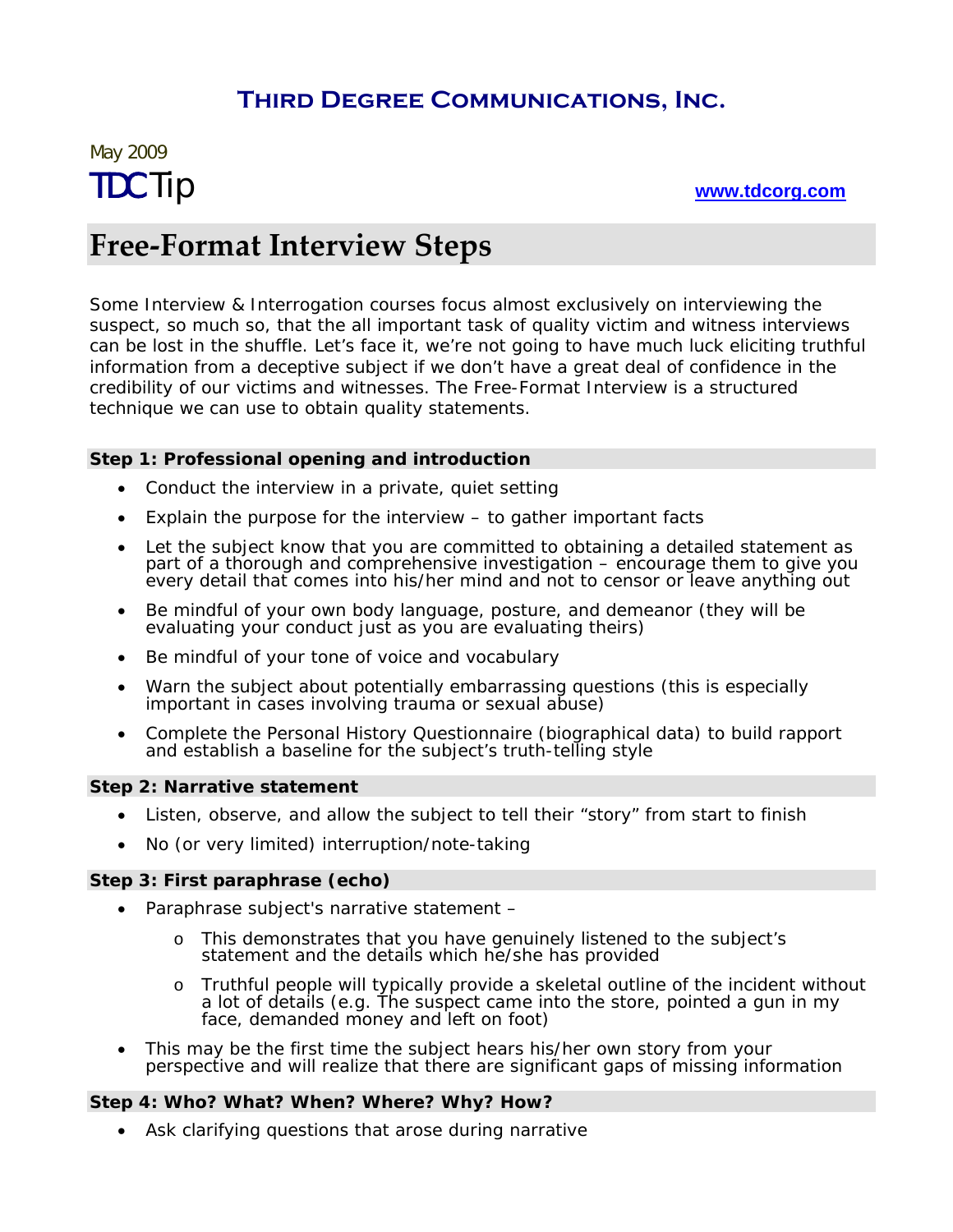**Third Degree Communications, Inc.**

May 2009

TDCTip

www.tdcorg.com

# Free-Format Interview Steps

Some Interview & Interrogation courses focus almost exclusively on interviewing the suspect, so much so, that the all important task of quality victim and witness interviews can be lost in the shuffle. Let's face it, we're not going to have much luck eliciting truthful information from a deceptive subject if we don't have a great deal of confidence in the credibility of our victims and witnesses. The Free-Format Interview is a structured technique we can use to obtain quality statements.

### Step 1: Professional opening and introduction

- Conduct the interview in a private, quiet setting
- Explain the purpose for the interview – to gather important facts
- Let the subject know that you are committed to obtaining a detailed statement as part of a thorough and comprehensive investigation – encourage them to give you every detail that comes into his/her mind and not to censor or leave anything out
- Be mindful of your own body language, posture, and demeanor (they will be evaluating your conduct just as you are evaluating theirs)
- Be mindful of your tone of voice and vocabulary
- Warn the subject about potentially embarrassing questions (this is especially important in cases involving trauma or sexual abuse)
- Complete the Personal History Questionnaire (biographical data) to build rapport and establish a baseline for the subject's truth-telling style

### Step 2: Narrative statement

- Listen, observe, and allow the subject to tell their "story" from start to finish
- No (or very limited) interruption/note-taking

### Step 3: First paraphrase (echo)

- Paraphrase subject's narrative statement –
  - This demonstrates that you have genuinely listened to the subject's statement and the details which he/she has provided
  - Truthful people will typically provide a skeletal outline of the incident without a lot of details (e.g. The suspect came into the store, pointed a gun in my face, demanded money and left on foot)
- This may be the first time the subject hears his/her own story from your perspective and will realize that there are significant gaps of missing information

### Step 4: Who? What? When? Where? Why? How?

- Ask clarifying questions that arose during narrative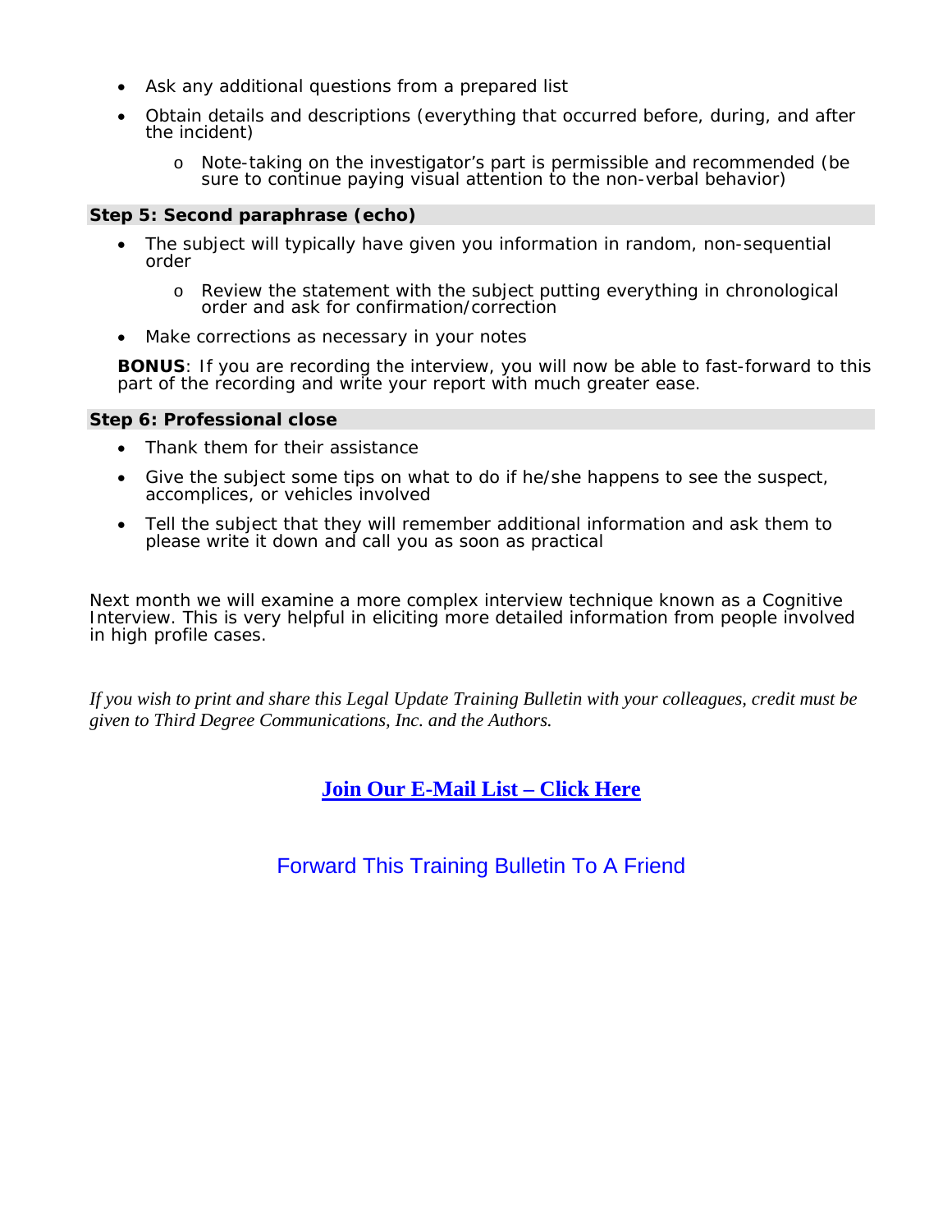- Ask any additional questions from a prepared list
- Obtain details and descriptions (everything that occurred before, during, and after the incident)
  - Note-taking on the investigator's part is permissible and recommended (be sure to continue paying visual attention to the non-verbal behavior)

**Step 5: Second paraphrase (echo)**

- The subject will typically have given you information in random, non-sequential order
  - Review the statement with the subject putting everything in chronological order and ask for confirmation/correction
- Make corrections as necessary in your notes

**BONUS**: If you are recording the interview, you will now be able to fast-forward to this part of the recording and write your report with much greater ease.

**Step 6: Professional close**

- Thank them for their assistance
- Give the subject some tips on what to do if he/she happens to see the suspect, accomplices, or vehicles involved
- Tell the subject that they will remember additional information and ask them to please write it down and call you as soon as practical

Next month we will examine a more complex interview technique known as a Cognitive Interview. This is very helpful in eliciting more detailed information from people involved in high profile cases.

*If you wish to print and share this Legal Update Training Bulletin with your colleagues, credit must be given to Third Degree Communications, Inc. and the Authors.*

**Join Our E-Mail List – Click Here**

Forward This Training Bulletin To A Friend